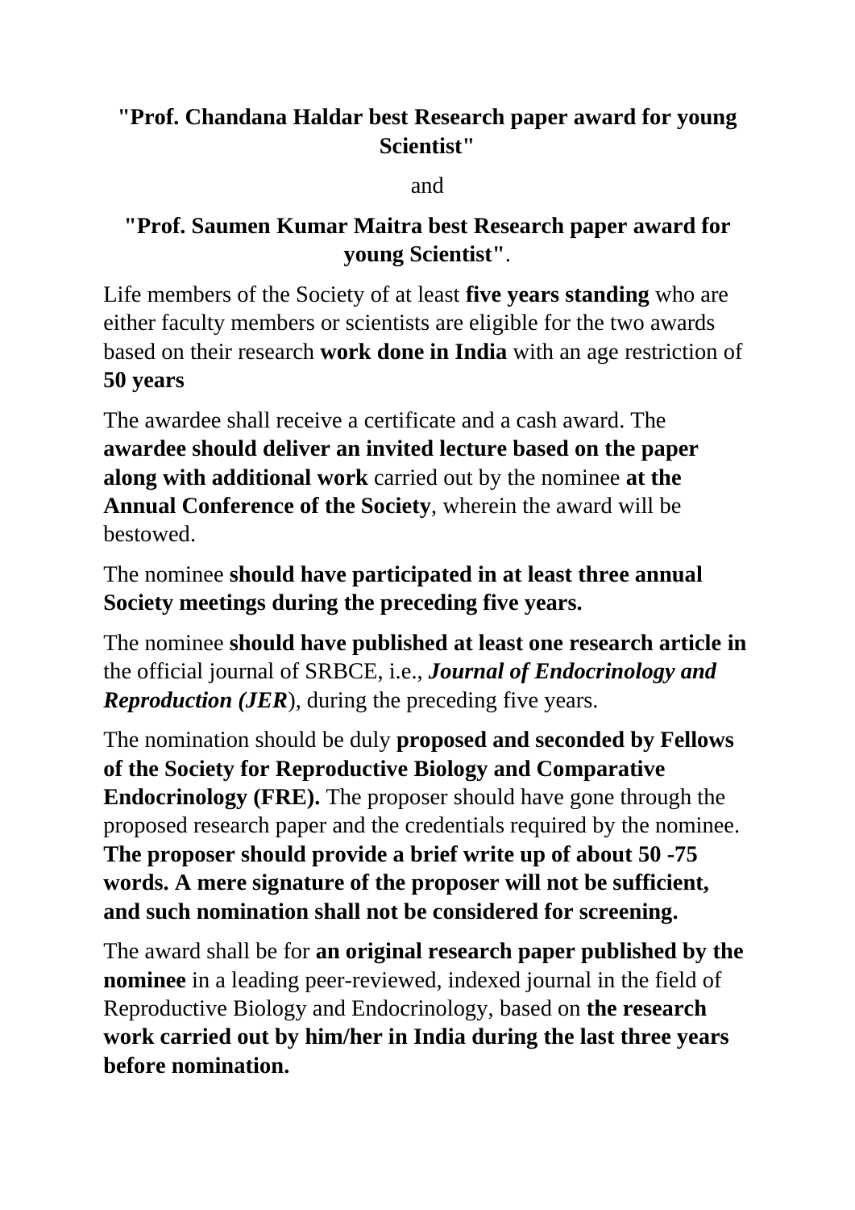**"Prof. Chandana Haldar best Research paper award for young Scientist"**

and

**"Prof. Saumen Kumar Maitra best Research paper award for young Scientist"**.

Life members of the Society of at least **five years standing** who are either faculty members or scientists are eligible for the two awards based on their research **work done in India** with an age restriction of **50 years**

The awardee shall receive a certificate and a cash award. The **awardee should deliver an invited lecture based on the paper along with additional work** carried out by the nominee **at the Annual Conference of the Society**, wherein the award will be bestowed.

The nominee **should have participated in at least three annual Society meetings during the preceding five years.**

The nominee **should have published at least one research article in** the official journal of SRBCE, i.e., ***Journal of Endocrinology and Reproduction (JER***), during the preceding five years.

The nomination should be duly **proposed and seconded by Fellows of the Society for Reproductive Biology and Comparative Endocrinology (FRE).** The proposer should have gone through the proposed research paper and the credentials required by the nominee. **The proposer should provide a brief write up of about 50 -75 words. A mere signature of the proposer will not be sufficient, and such nomination shall not be considered for screening.**

The award shall be for **an original research paper published by the nominee** in a leading peer-reviewed, indexed journal in the field of Reproductive Biology and Endocrinology, based on **the research work carried out by him/her in India during the last three years before nomination.**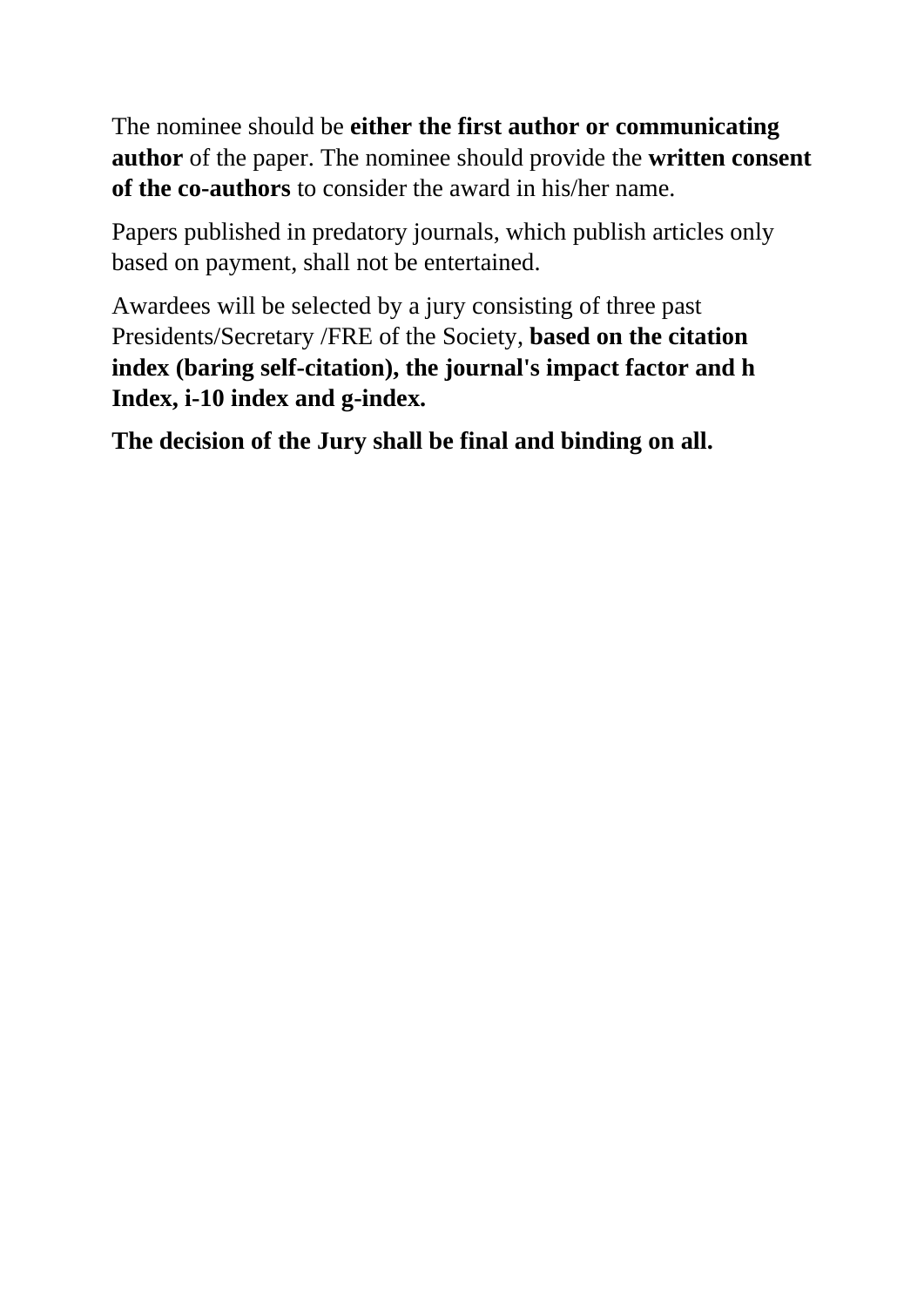The nominee should be **either the first author or communicating author** of the paper. The nominee should provide the **written consent of the co-authors** to consider the award in his/her name.

Papers published in predatory journals, which publish articles only based on payment, shall not be entertained.

Awardees will be selected by a jury consisting of three past Presidents/Secretary /FRE of the Society, **based on the citation index (baring self-citation), the journal's impact factor and h Index, i-10 index and g-index.**

**The decision of the Jury shall be final and binding on all.**